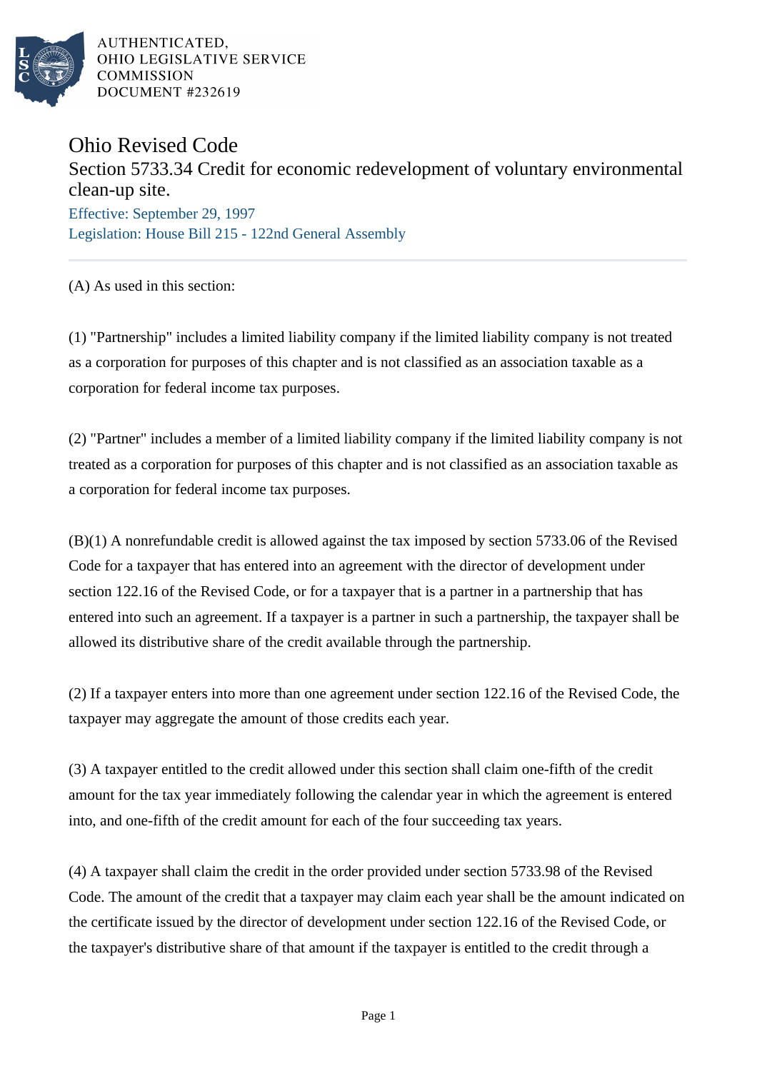AUTHENTICATED,
OHIO LEGISLATIVE SERVICE
COMMISSION
DOCUMENT #232619

# Ohio Revised Code

## Section 5733.34 Credit for economic redevelopment of voluntary environmental clean-up site.

Effective: September 29, 1997
Legislation: House Bill 215 - 122nd General Assembly

(A) As used in this section:

(1) "Partnership" includes a limited liability company if the limited liability company is not treated as a corporation for purposes of this chapter and is not classified as an association taxable as a corporation for federal income tax purposes.

(2) "Partner" includes a member of a limited liability company if the limited liability company is not treated as a corporation for purposes of this chapter and is not classified as an association taxable as a corporation for federal income tax purposes.

(B)(1) A nonrefundable credit is allowed against the tax imposed by section 5733.06 of the Revised Code for a taxpayer that has entered into an agreement with the director of development under section 122.16 of the Revised Code, or for a taxpayer that is a partner in a partnership that has entered into such an agreement. If a taxpayer is a partner in such a partnership, the taxpayer shall be allowed its distributive share of the credit available through the partnership.

(2) If a taxpayer enters into more than one agreement under section 122.16 of the Revised Code, the taxpayer may aggregate the amount of those credits each year.

(3) A taxpayer entitled to the credit allowed under this section shall claim one-fifth of the credit amount for the tax year immediately following the calendar year in which the agreement is entered into, and one-fifth of the credit amount for each of the four succeeding tax years.

(4) A taxpayer shall claim the credit in the order provided under section 5733.98 of the Revised Code. The amount of the credit that a taxpayer may claim each year shall be the amount indicated on the certificate issued by the director of development under section 122.16 of the Revised Code, or the taxpayer's distributive share of that amount if the taxpayer is entitled to the credit through a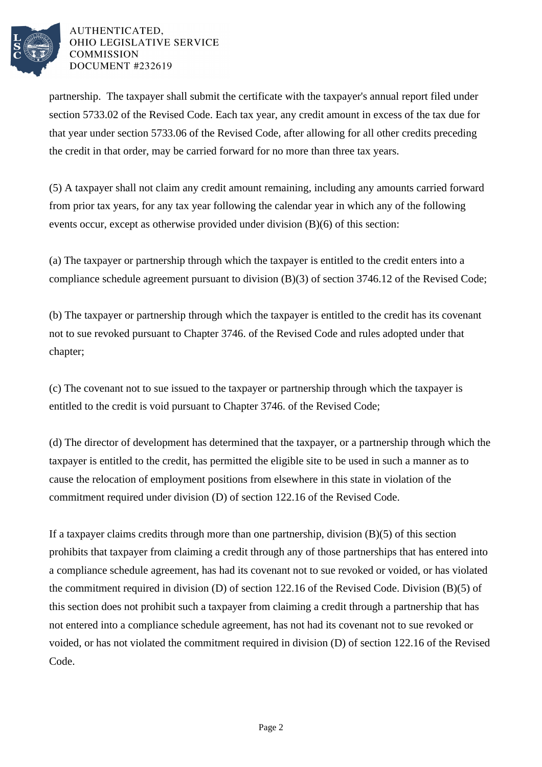partnership. The taxpayer shall submit the certificate with the taxpayer's annual report filed under section 5733.02 of the Revised Code. Each tax year, any credit amount in excess of the tax due for that year under section 5733.06 of the Revised Code, after allowing for all other credits preceding the credit in that order, may be carried forward for no more than three tax years.

(5) A taxpayer shall not claim any credit amount remaining, including any amounts carried forward from prior tax years, for any tax year following the calendar year in which any of the following events occur, except as otherwise provided under division (B)(6) of this section:

(a) The taxpayer or partnership through which the taxpayer is entitled to the credit enters into a compliance schedule agreement pursuant to division (B)(3) of section 3746.12 of the Revised Code;

(b) The taxpayer or partnership through which the taxpayer is entitled to the credit has its covenant not to sue revoked pursuant to Chapter 3746. of the Revised Code and rules adopted under that chapter;

(c) The covenant not to sue issued to the taxpayer or partnership through which the taxpayer is entitled to the credit is void pursuant to Chapter 3746. of the Revised Code;

(d) The director of development has determined that the taxpayer, or a partnership through which the taxpayer is entitled to the credit, has permitted the eligible site to be used in such a manner as to cause the relocation of employment positions from elsewhere in this state in violation of the commitment required under division (D) of section 122.16 of the Revised Code.

If a taxpayer claims credits through more than one partnership, division (B)(5) of this section prohibits that taxpayer from claiming a credit through any of those partnerships that has entered into a compliance schedule agreement, has had its covenant not to sue revoked or voided, or has violated the commitment required in division (D) of section 122.16 of the Revised Code. Division (B)(5) of this section does not prohibit such a taxpayer from claiming a credit through a partnership that has not entered into a compliance schedule agreement, has not had its covenant not to sue revoked or voided, or has not violated the commitment required in division (D) of section 122.16 of the Revised Code.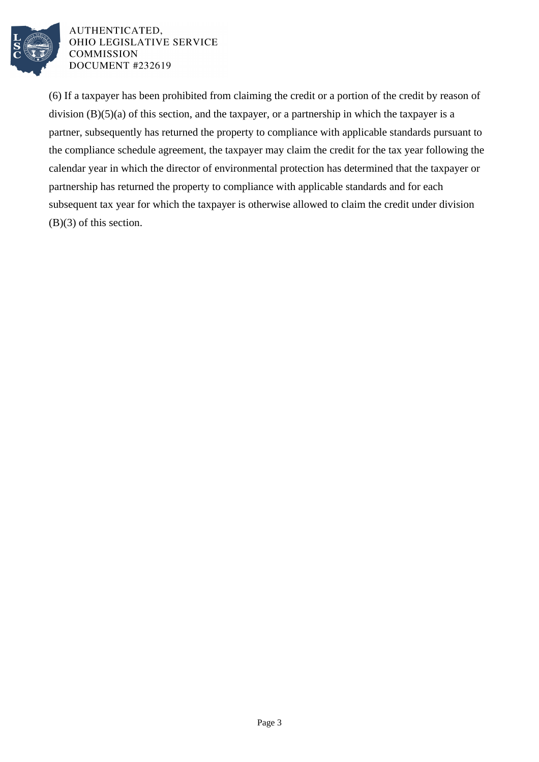(6) If a taxpayer has been prohibited from claiming the credit or a portion of the credit by reason of division (B)(5)(a) of this section, and the taxpayer, or a partnership in which the taxpayer is a partner, subsequently has returned the property to compliance with applicable standards pursuant to the compliance schedule agreement, the taxpayer may claim the credit for the tax year following the calendar year in which the director of environmental protection has determined that the taxpayer or partnership has returned the property to compliance with applicable standards and for each subsequent tax year for which the taxpayer is otherwise allowed to claim the credit under division (B)(3) of this section.